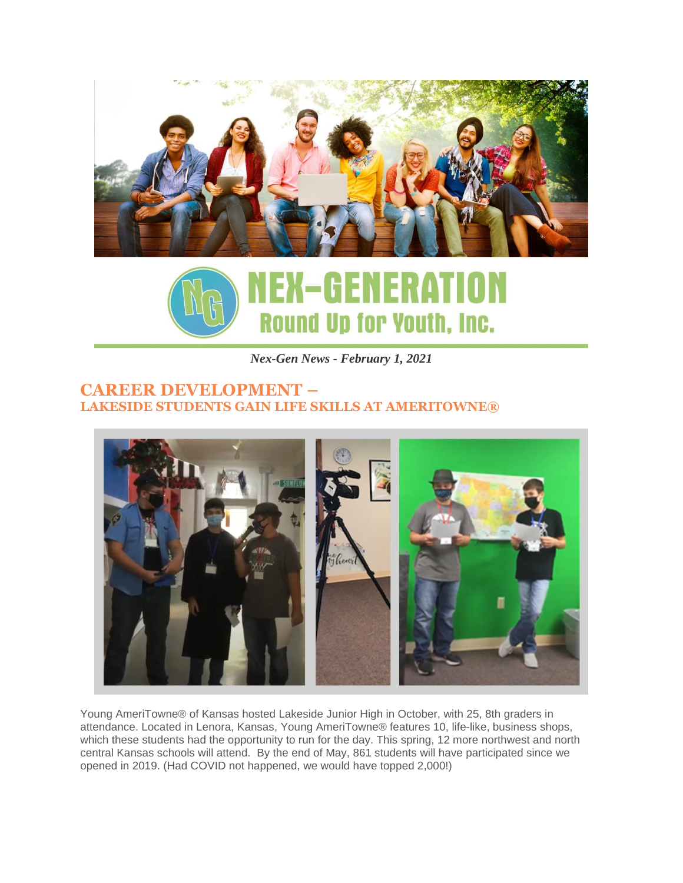# NEX-GENERATION

## Round Up for Youth, Inc.

*Nex-Gen News - February 1, 2021*

## CAREER DEVELOPMENT –

### LAKESIDE STUDENTS GAIN LIFE SKILLS AT AMERITOWNE®

Young AmeriTowne® of Kansas hosted Lakeside Junior High in October, with 25, 8th graders in attendance. Located in Lenora, Kansas, Young AmeriTowne® features 10, life-like, business shops, which these students had the opportunity to run for the day. This spring, 12 more northwest and north central Kansas schools will attend. By the end of May, 861 students will have participated since we opened in 2019. (Had COVID not happened, we would have topped 2,000!)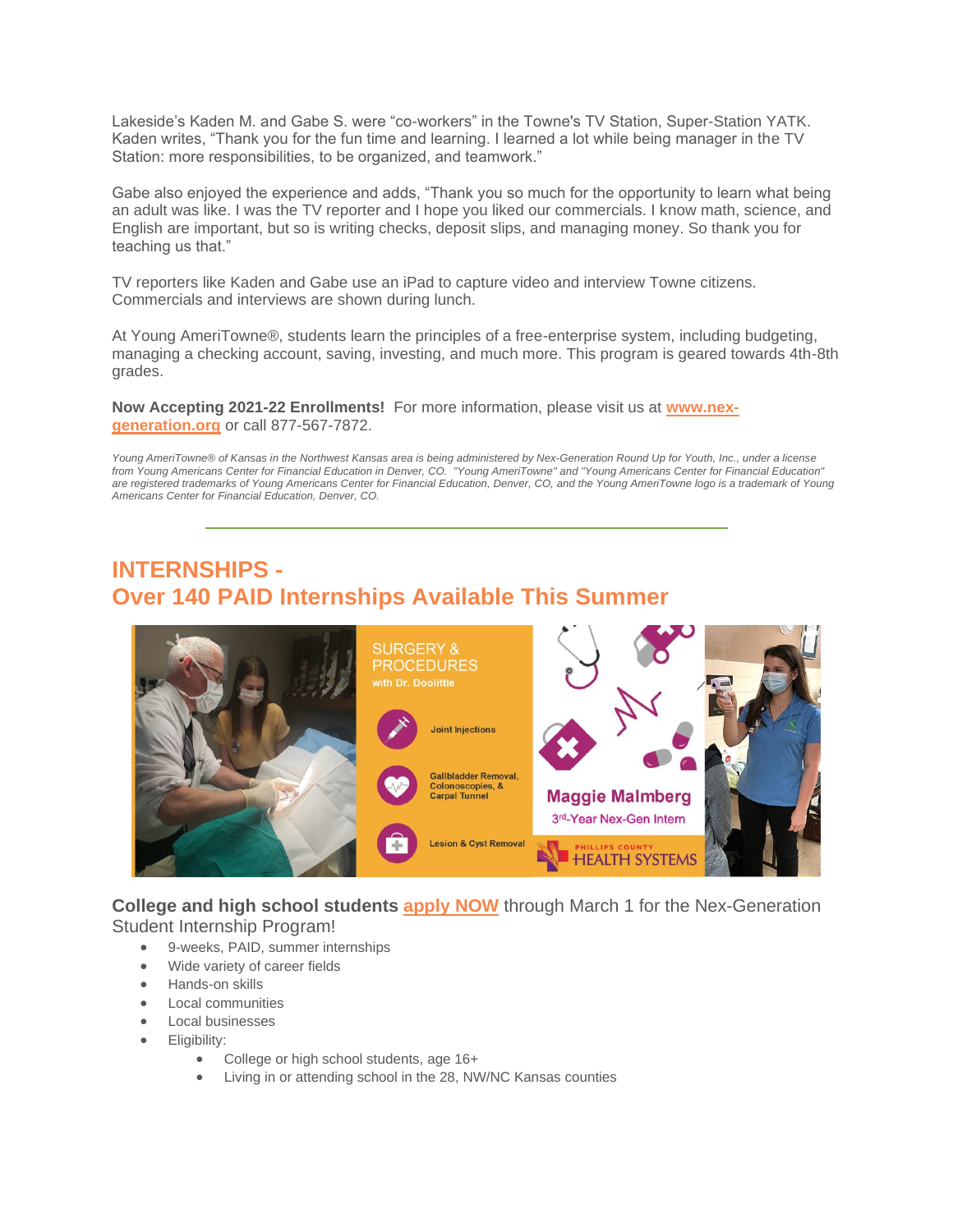Lakeside's Kaden M. and Gabe S. were "co-workers" in the Towne's TV Station, Super-Station YATK. Kaden writes, "Thank you for the fun time and learning. I learned a lot while being manager in the TV Station: more responsibilities, to be organized, and teamwork."

Gabe also enjoyed the experience and adds, "Thank you so much for the opportunity to learn what being an adult was like. I was the TV reporter and I hope you liked our commercials. I know math, science, and English are important, but so is writing checks, deposit slips, and managing money. So thank you for teaching us that."

TV reporters like Kaden and Gabe use an iPad to capture video and interview Towne citizens. Commercials and interviews are shown during lunch.

At Young AmeriTowne®, students learn the principles of a free-enterprise system, including budgeting, managing a checking account, saving, investing, and much more. This program is geared towards 4th-8th grades.

**Now Accepting 2021-22 Enrollments!** For more information, please visit us at **www.nex-generation.org** or call 877-567-7872.

*Young AmeriTowne® of Kansas in the Northwest Kansas area is being administered by Nex-Generation Round Up for Youth, Inc., under a license from Young Americans Center for Financial Education in Denver, CO. "Young AmeriTowne" and "Young Americans Center for Financial Education" are registered trademarks of Young Americans Center for Financial Education, Denver, CO, and the Young AmeriTowne logo is a trademark of Young Americans Center for Financial Education, Denver, CO.*

---

## INTERNSHIPS - Over 140 PAID Internships Available This Summer

SURGERY & PROCEDURES with Dr. Doolittle

Joint Injections

Gallbladder Removal, Colonoscopies, & Carpal Tunnel

Lesion & Cyst Removal

Maggie Malmberg

3rd-Year Nex-Gen Intern

PHILLIPS COUNTY HEALTH SYSTEMS

**College and high school students apply NOW** through March 1 for the Nex-Generation Student Internship Program!

- 9-weeks, PAID, summer internships
- Wide variety of career fields
- Hands-on skills
- Local communities
- Local businesses
- Eligibility:
  - College or high school students, age 16+
  - Living in or attending school in the 28, NW/NC Kansas counties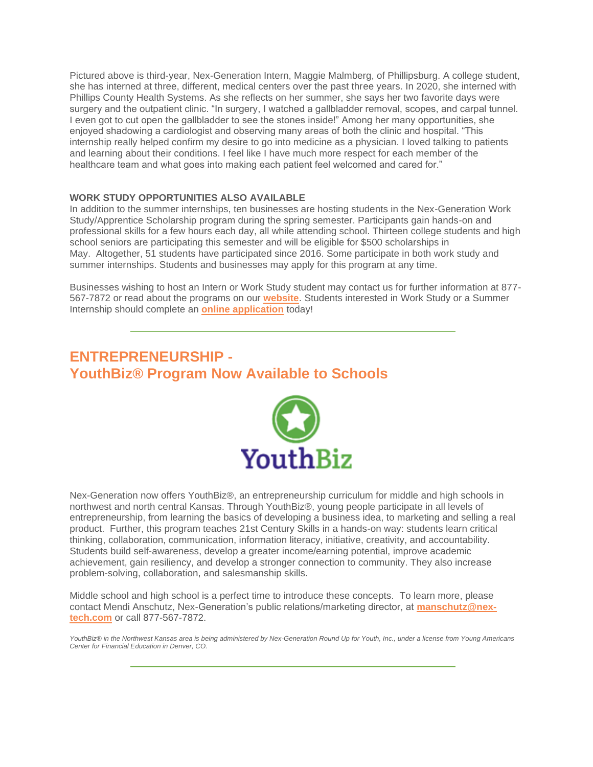Pictured above is third-year, Nex-Generation Intern, Maggie Malmberg, of Phillipsburg. A college student, she has interned at three, different, medical centers over the past three years. In 2020, she interned with Phillips County Health Systems. As she reflects on her summer, she says her two favorite days were surgery and the outpatient clinic. "In surgery, I watched a gallbladder removal, scopes, and carpal tunnel. I even got to cut open the gallbladder to see the stones inside!" Among her many opportunities, she enjoyed shadowing a cardiologist and observing many areas of both the clinic and hospital. "This internship really helped confirm my desire to go into medicine as a physician. I loved talking to patients and learning about their conditions. I feel like I have much more respect for each member of the healthcare team and what goes into making each patient feel welcomed and cared for."

**WORK STUDY OPPORTUNITIES ALSO AVAILABLE**

In addition to the summer internships, ten businesses are hosting students in the Nex-Generation Work Study/Apprentice Scholarship program during the spring semester. Participants gain hands-on and professional skills for a few hours each day, all while attending school. Thirteen college students and high school seniors are participating this semester and will be eligible for $500 scholarships in May. Altogether, 51 students have participated since 2016. Some participate in both work study and summer internships. Students and businesses may apply for this program at any time.

Businesses wishing to host an Intern or Work Study student may contact us for further information at 877-567-7872 or read about the programs on our **website**. Students interested in Work Study or a Summer Internship should complete an **online application** today!

---

## ENTREPRENEURSHIP - YouthBiz® Program Now Available to Schools

YouthBiz

Nex-Generation now offers YouthBiz®, an entrepreneurship curriculum for middle and high schools in northwest and north central Kansas. Through YouthBiz®, young people participate in all levels of entrepreneurship, from learning the basics of developing a business idea, to marketing and selling a real product. Further, this program teaches 21st Century Skills in a hands-on way: students learn critical thinking, collaboration, communication, information literacy, initiative, creativity, and accountability. Students build self-awareness, develop a greater income/earning potential, improve academic achievement, gain resiliency, and develop a stronger connection to community. They also increase problem-solving, collaboration, and salesmanship skills.

Middle school and high school is a perfect time to introduce these concepts. To learn more, please contact Mendi Anschutz, Nex-Generation's public relations/marketing director, at **manschutz@nex-tech.com** or call 877-567-7872.

*YouthBiz® in the Northwest Kansas area is being administered by Nex-Generation Round Up for Youth, Inc., under a license from Young Americans Center for Financial Education in Denver, CO.*

---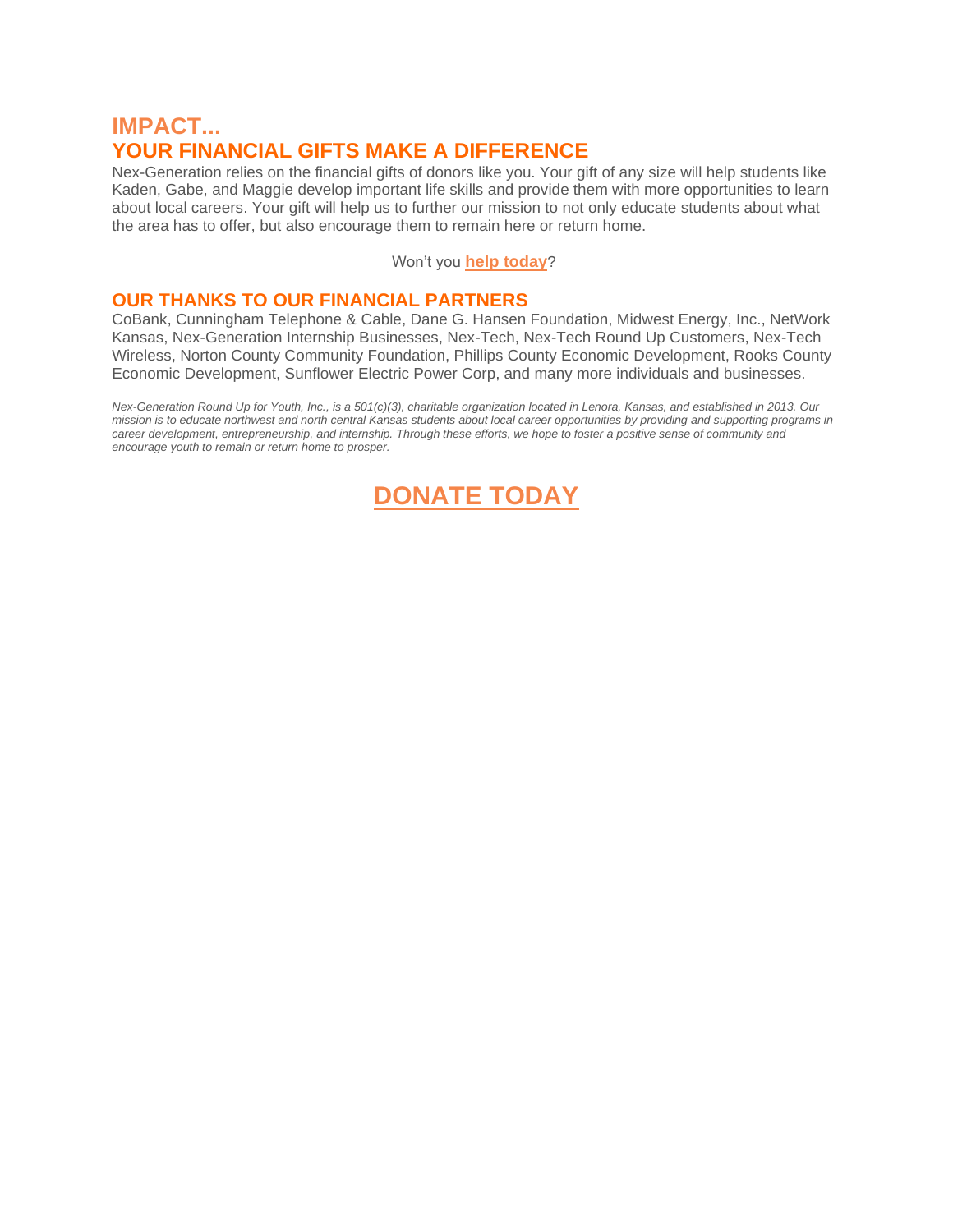## IMPACT...

## YOUR FINANCIAL GIFTS MAKE A DIFFERENCE

Nex-Generation relies on the financial gifts of donors like you. Your gift of any size will help students like Kaden, Gabe, and Maggie develop important life skills and provide them with more opportunities to learn about local careers. Your gift will help us to further our mission to not only educate students about what the area has to offer, but also encourage them to remain here or return home.

Won't you **help today**?

## OUR THANKS TO OUR FINANCIAL PARTNERS

CoBank, Cunningham Telephone & Cable, Dane G. Hansen Foundation, Midwest Energy, Inc., NetWork Kansas, Nex-Generation Internship Businesses, Nex-Tech, Nex-Tech Round Up Customers, Nex-Tech Wireless, Norton County Community Foundation, Phillips County Economic Development, Rooks County Economic Development, Sunflower Electric Power Corp, and many more individuals and businesses.

*Nex-Generation Round Up for Youth, Inc., is a 501(c)(3), charitable organization located in Lenora, Kansas, and established in 2013. Our mission is to educate northwest and north central Kansas students about local career opportunities by providing and supporting programs in career development, entrepreneurship, and internship. Through these efforts, we hope to foster a positive sense of community and encourage youth to remain or return home to prosper.*

## DONATE TODAY